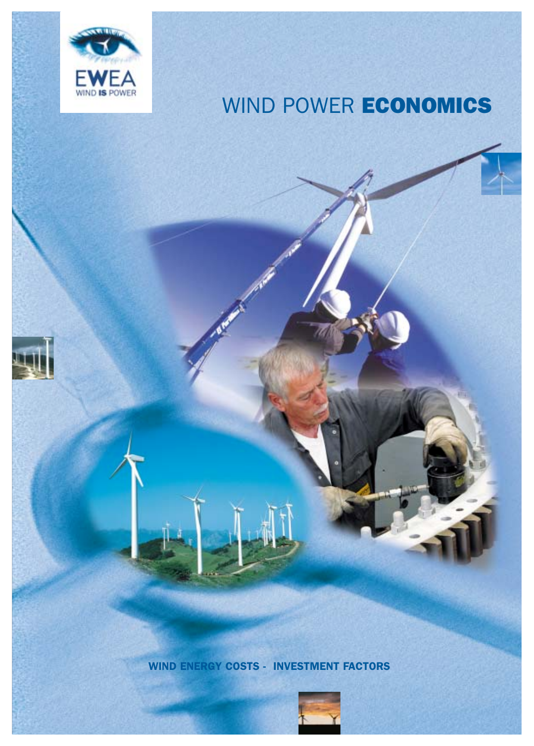EWEA

WIND IS POWER

# WIND POWER **ECONOMICS**

**WIND ENERGY COSTS - INVESTMENT FACTORS**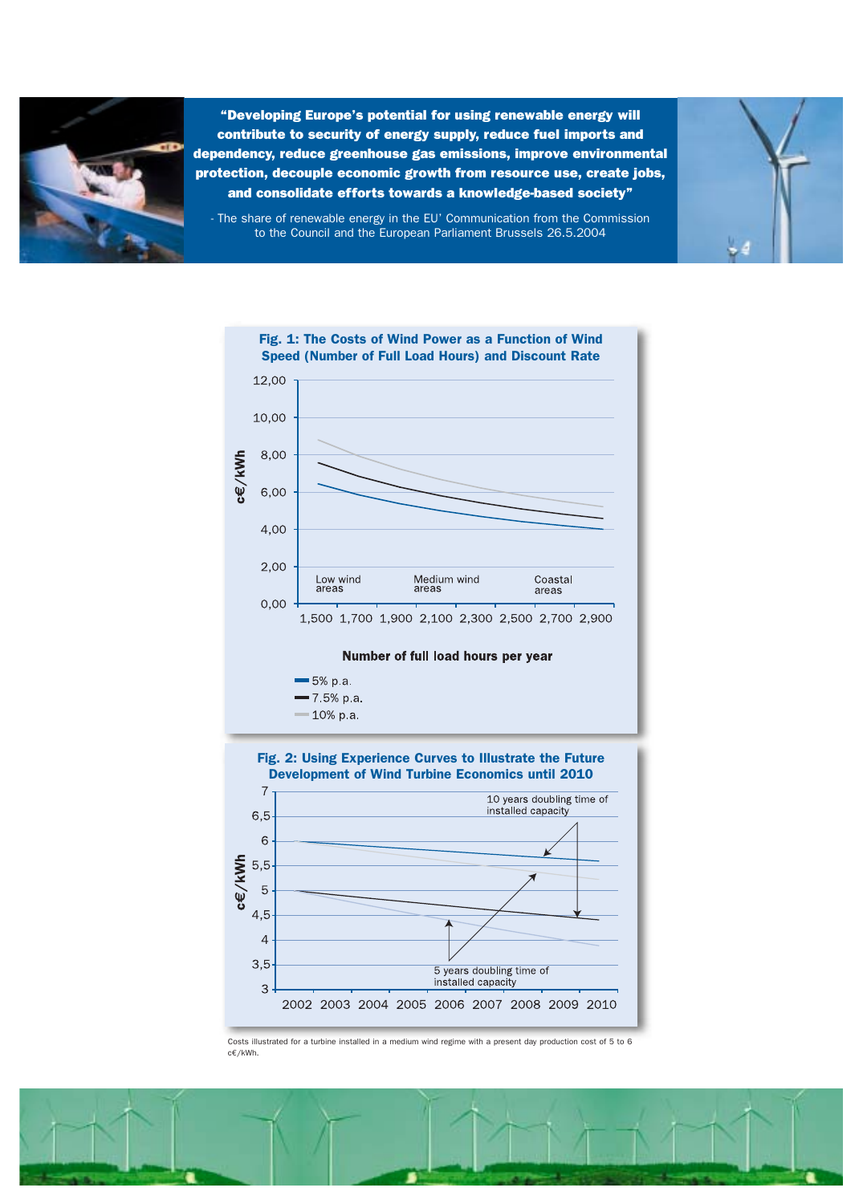**"Developing Europe's potential for using renewable energy will contribute to security of energy supply, reduce fuel imports and dependency, reduce greenhouse gas emissions, improve environmental protection, decouple economic growth from resource use, create jobs, and consolidate efforts towards a knowledge-based society"**

- The share of renewable energy in the EU' Communication from the Commission to the Council and the European Parliament Brussels 26.5.2004

**Fig. 1: The Costs of Wind Power as a Function of Wind Speed (Number of Full Load Hours) and Discount Rate**

c€/kWh

Low wind areas | Medium wind areas | Coastal areas

Number of full load hours per year

- 5% p.a.
- 7.5% p.a.
- 10% p.a.

**Fig. 2: Using Experience Curves to Illustrate the Future Development of Wind Turbine Economics until 2010**

c€/kWh

10 years doubling time of installed capacity

5 years doubling time of installed capacity

Costs illustrated for a turbine installed in a medium wind regime with a present day production cost of 5 to 6 c€/kWh.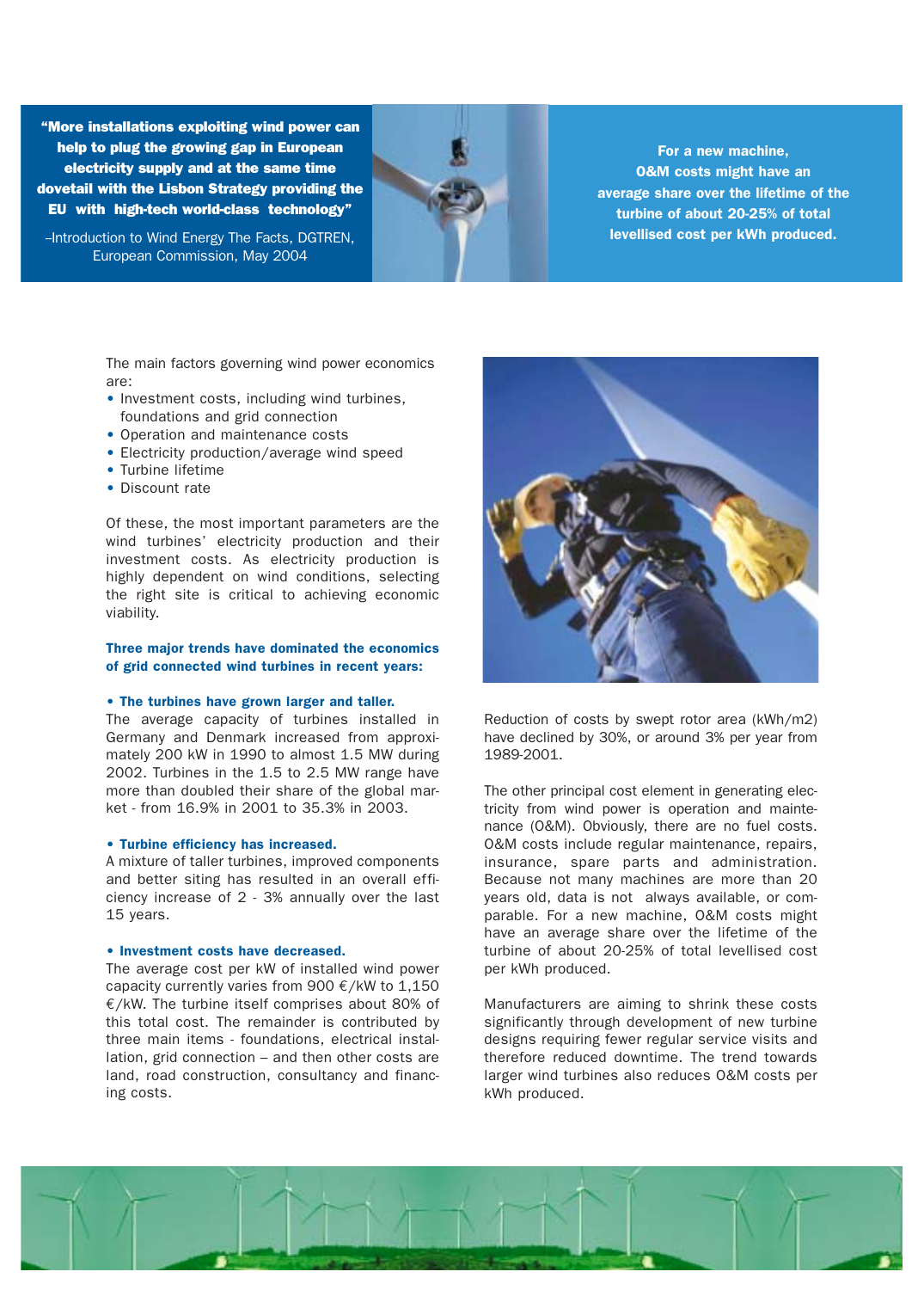**"More installations exploiting wind power can help to plug the growing gap in European electricity supply and at the same time dovetail with the Lisbon Strategy providing the EU with high-tech world-class technology"**

–Introduction to Wind Energy The Facts, DGTREN, European Commission, May 2004

**For a new machine, O&M costs might have an average share over the lifetime of the turbine of about 20-25% of total levellised cost per kWh produced.**

The main factors governing wind power economics are:

- Investment costs, including wind turbines, foundations and grid connection
- Operation and maintenance costs
- Electricity production/average wind speed
- Turbine lifetime
- Discount rate

Of these, the most important parameters are the wind turbines' electricity production and their investment costs. As electricity production is highly dependent on wind conditions, selecting the right site is critical to achieving economic viability.

**Three major trends have dominated the economics of grid connected wind turbines in recent years:**

**• The turbines have grown larger and taller.**
The average capacity of turbines installed in Germany and Denmark increased from approximately 200 kW in 1990 to almost 1.5 MW during 2002. Turbines in the 1.5 to 2.5 MW range have more than doubled their share of the global market - from 16.9% in 2001 to 35.3% in 2003.

**• Turbine efficiency has increased.**
A mixture of taller turbines, improved components and better siting has resulted in an overall efficiency increase of 2 - 3% annually over the last 15 years.

**• Investment costs have decreased.**
The average cost per kW of installed wind power capacity currently varies from 900 €/kW to 1,150 €/kW. The turbine itself comprises about 80% of this total cost. The remainder is contributed by three main items - foundations, electrical installation, grid connection – and then other costs are land, road construction, consultancy and financing costs.

Reduction of costs by swept rotor area (kWh/m2) have declined by 30%, or around 3% per year from 1989-2001.

The other principal cost element in generating electricity from wind power is operation and maintenance (O&M). Obviously, there are no fuel costs. O&M costs include regular maintenance, repairs, insurance, spare parts and administration. Because not many machines are more than 20 years old, data is not always available, or comparable. For a new machine, O&M costs might have an average share over the lifetime of the turbine of about 20-25% of total levellised cost per kWh produced.

Manufacturers are aiming to shrink these costs significantly through development of new turbine designs requiring fewer regular service visits and therefore reduced downtime. The trend towards larger wind turbines also reduces O&M costs per kWh produced.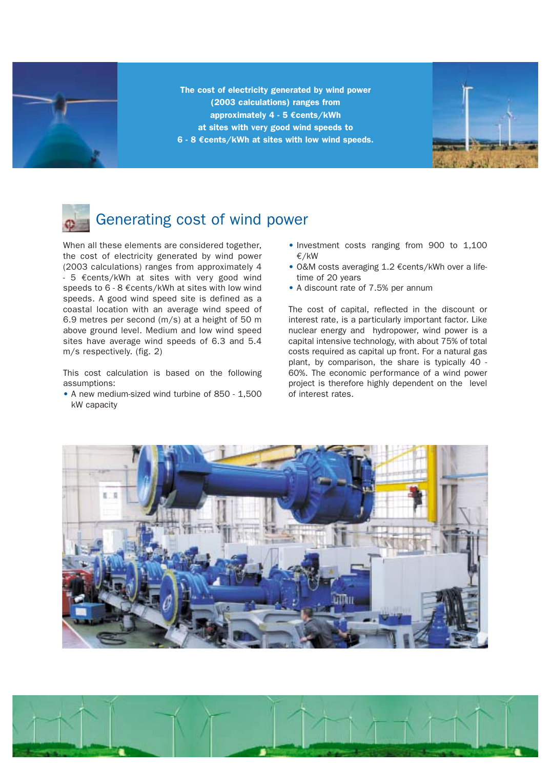**The cost of electricity generated by wind power (2003 calculations) ranges from approximately 4 - 5 €cents/kWh at sites with very good wind speeds to 6 - 8 €cents/kWh at sites with low wind speeds.**

## Generating cost of wind power

When all these elements are considered together, the cost of electricity generated by wind power (2003 calculations) ranges from approximately 4 - 5 €cents/kWh at sites with very good wind speeds to 6 - 8 €cents/kWh at sites with low wind speeds. A good wind speed site is defined as a coastal location with an average wind speed of 6.9 metres per second (m/s) at a height of 50 m above ground level. Medium and low wind speed sites have average wind speeds of 6.3 and 5.4 m/s respectively. (fig. 2)

This cost calculation is based on the following assumptions:

- A new medium-sized wind turbine of 850 - 1,500 kW capacity
- Investment costs ranging from 900 to 1,100 €/kW
- O&M costs averaging 1.2 €cents/kWh over a lifetime of 20 years
- A discount rate of 7.5% per annum

The cost of capital, reflected in the discount or interest rate, is a particularly important factor. Like nuclear energy and hydropower, wind power is a capital intensive technology, with about 75% of total costs required as capital up front. For a natural gas plant, by comparison, the share is typically 40 - 60%. The economic performance of a wind power project is therefore highly dependent on the level of interest rates.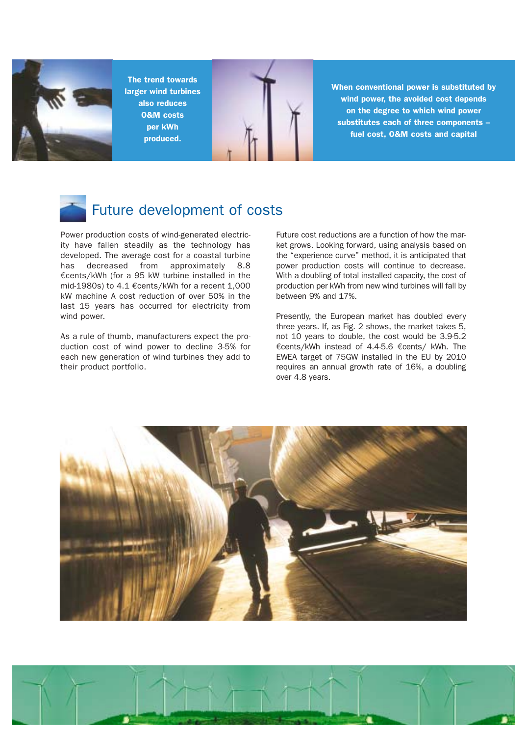**The trend towards larger wind turbines also reduces O&M costs per kWh produced.**

**When conventional power is substituted by wind power, the avoided cost depends on the degree to which wind power substitutes each of three components – fuel cost, O&M costs and capital**

## Future development of costs

Power production costs of wind-generated electricity have fallen steadily as the technology has developed. The average cost for a coastal turbine has decreased from approximately 8.8 €cents/kWh (for a 95 kW turbine installed in the mid-1980s) to 4.1 €cents/kWh for a recent 1,000 kW machine A cost reduction of over 50% in the last 15 years has occurred for electricity from wind power.

As a rule of thumb, manufacturers expect the production cost of wind power to decline 3-5% for each new generation of wind turbines they add to their product portfolio.

Future cost reductions are a function of how the market grows. Looking forward, using analysis based on the "experience curve" method, it is anticipated that power production costs will continue to decrease. With a doubling of total installed capacity, the cost of production per kWh from new wind turbines will fall by between 9% and 17%.

Presently, the European market has doubled every three years. If, as Fig. 2 shows, the market takes 5, not 10 years to double, the cost would be 3.9-5.2 €cents/kWh instead of 4.4-5.6 €cents/ kWh. The EWEA target of 75GW installed in the EU by 2010 requires an annual growth rate of 16%, a doubling over 4.8 years.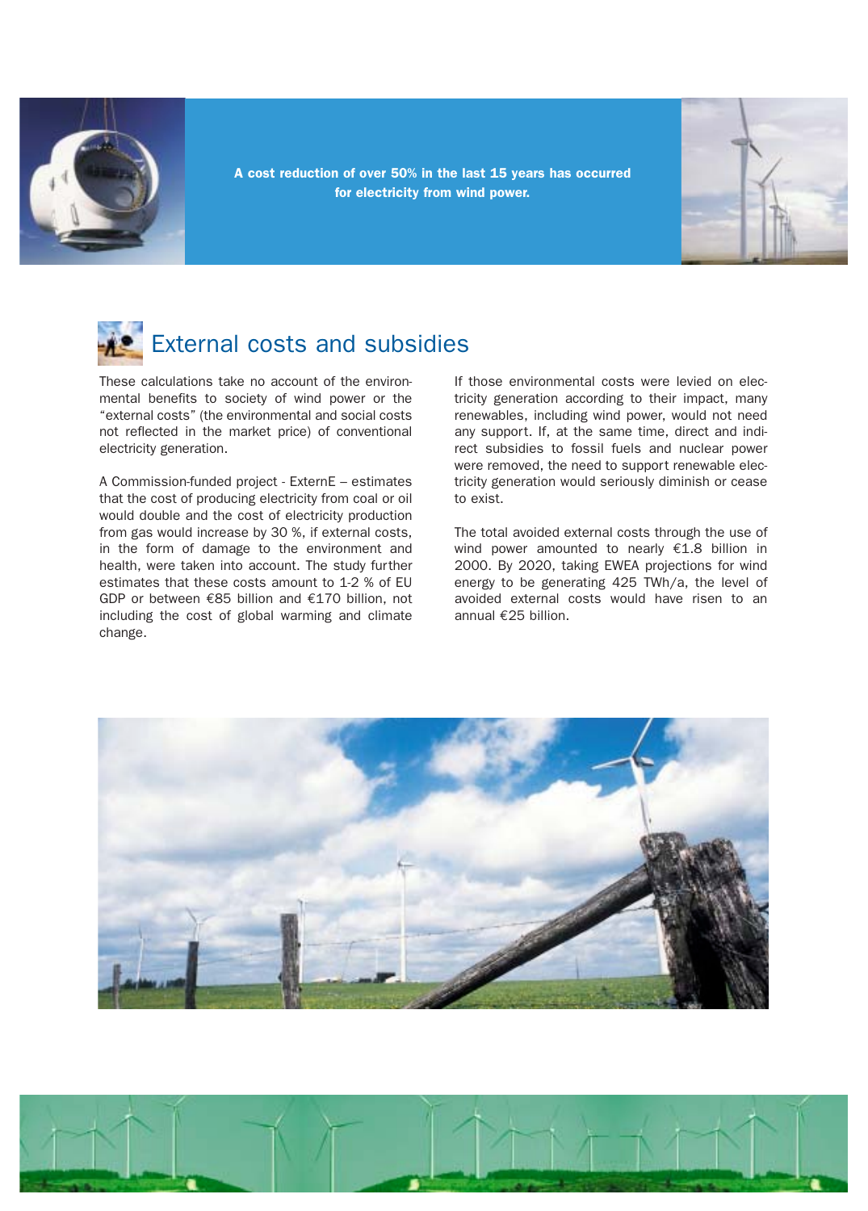**A cost reduction of over 50% in the last 15 years has occurred for electricity from wind power.**

## External costs and subsidies

These calculations take no account of the environmental benefits to society of wind power or the "external costs" (the environmental and social costs not reflected in the market price) of conventional electricity generation.

A Commission-funded project - ExternE – estimates that the cost of producing electricity from coal or oil would double and the cost of electricity production from gas would increase by 30 %, if external costs, in the form of damage to the environment and health, were taken into account. The study further estimates that these costs amount to 1-2 % of EU GDP or between €85 billion and €170 billion, not including the cost of global warming and climate change.

If those environmental costs were levied on electricity generation according to their impact, many renewables, including wind power, would not need any support. If, at the same time, direct and indirect subsidies to fossil fuels and nuclear power were removed, the need to support renewable electricity generation would seriously diminish or cease to exist.

The total avoided external costs through the use of wind power amounted to nearly €1.8 billion in 2000. By 2020, taking EWEA projections for wind energy to be generating 425 TWh/a, the level of avoided external costs would have risen to an annual €25 billion.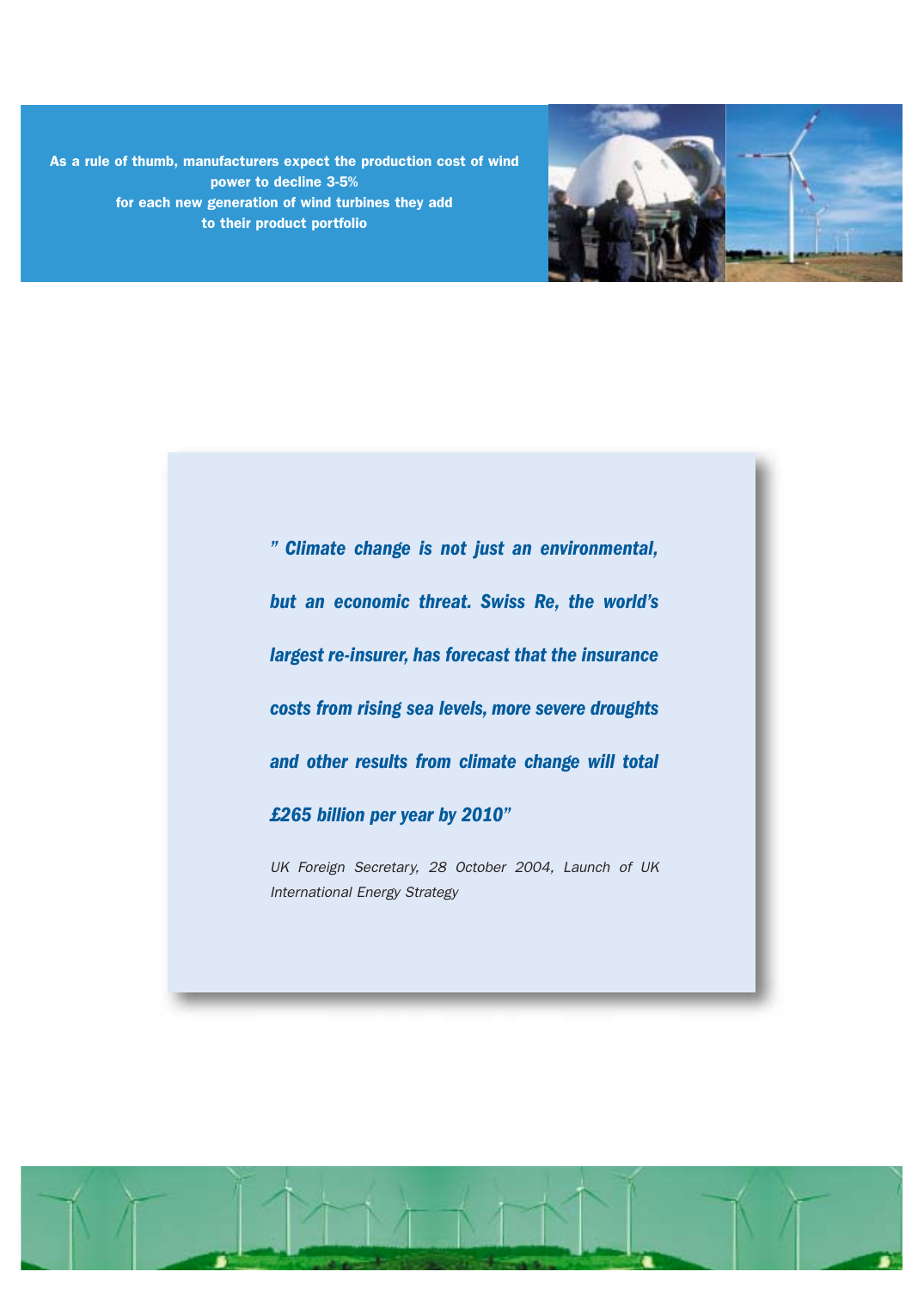**As a rule of thumb, manufacturers expect the production cost of wind power to decline 3-5% for each new generation of wind turbines they add to their product portfolio**

***" Climate change is not just an environmental, but an economic threat. Swiss Re, the world's largest re-insurer, has forecast that the insurance costs from rising sea levels, more severe droughts and other results from climate change will total £265 billion per year by 2010"***

*UK Foreign Secretary, 28 October 2004, Launch of UK International Energy Strategy*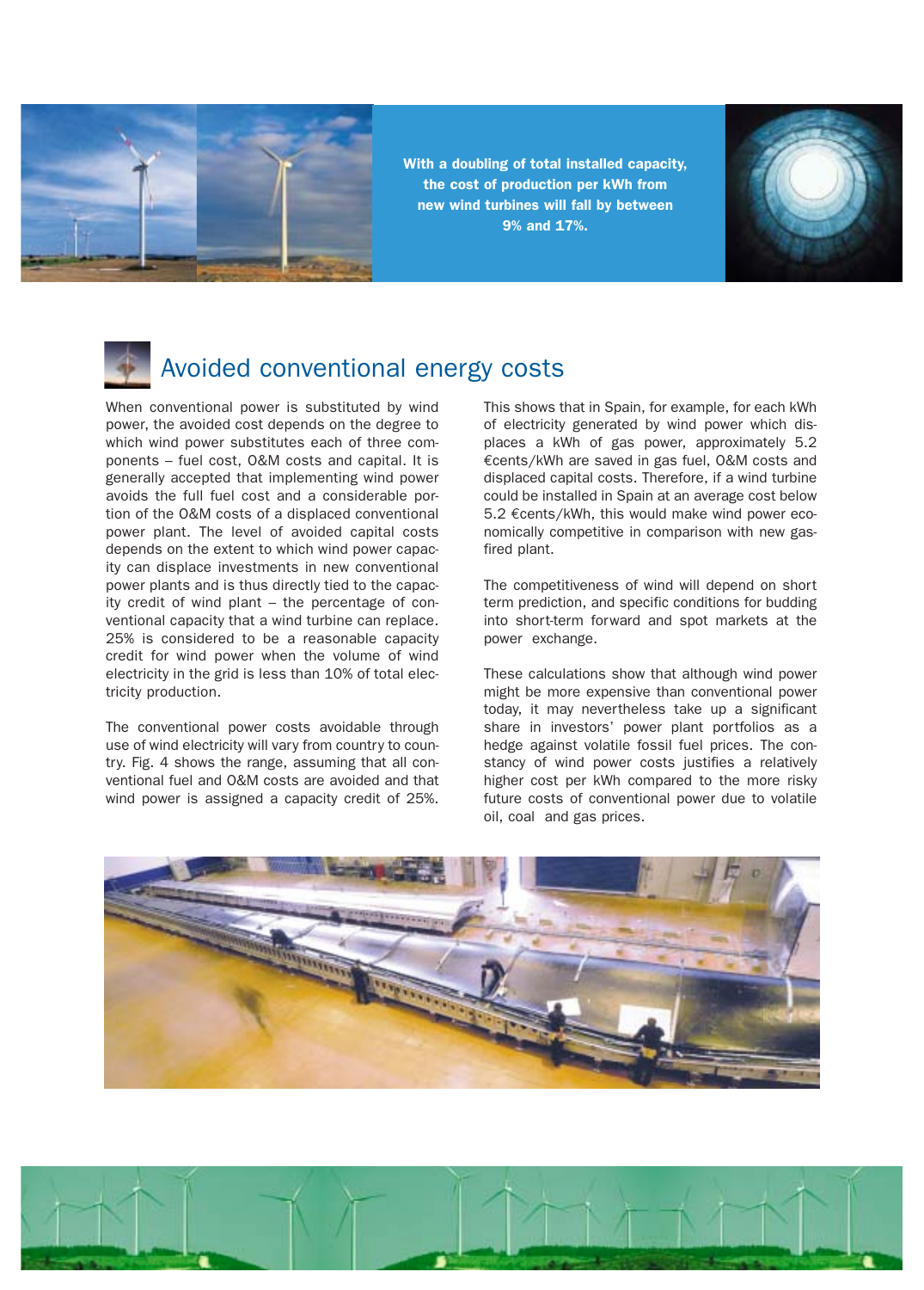**With a doubling of total installed capacity, the cost of production per kWh from new wind turbines will fall by between 9% and 17%.**

## Avoided conventional energy costs

When conventional power is substituted by wind power, the avoided cost depends on the degree to which wind power substitutes each of three components – fuel cost, O&M costs and capital. It is generally accepted that implementing wind power avoids the full fuel cost and a considerable portion of the O&M costs of a displaced conventional power plant. The level of avoided capital costs depends on the extent to which wind power capacity can displace investments in new conventional power plants and is thus directly tied to the capacity credit of wind plant – the percentage of conventional capacity that a wind turbine can replace. 25% is considered to be a reasonable capacity credit for wind power when the volume of wind electricity in the grid is less than 10% of total electricity production.

The conventional power costs avoidable through use of wind electricity will vary from country to country. Fig. 4 shows the range, assuming that all conventional fuel and O&M costs are avoided and that wind power is assigned a capacity credit of 25%.

This shows that in Spain, for example, for each kWh of electricity generated by wind power which displaces a kWh of gas power, approximately 5.2 €cents/kWh are saved in gas fuel, O&M costs and displaced capital costs. Therefore, if a wind turbine could be installed in Spain at an average cost below 5.2 €cents/kWh, this would make wind power economically competitive in comparison with new gas-fired plant.

The competitiveness of wind will depend on short term prediction, and specific conditions for budding into short-term forward and spot markets at the power exchange.

These calculations show that although wind power might be more expensive than conventional power today, it may nevertheless take up a significant share in investors' power plant portfolios as a hedge against volatile fossil fuel prices. The constancy of wind power costs justifies a relatively higher cost per kWh compared to the more risky future costs of conventional power due to volatile oil, coal and gas prices.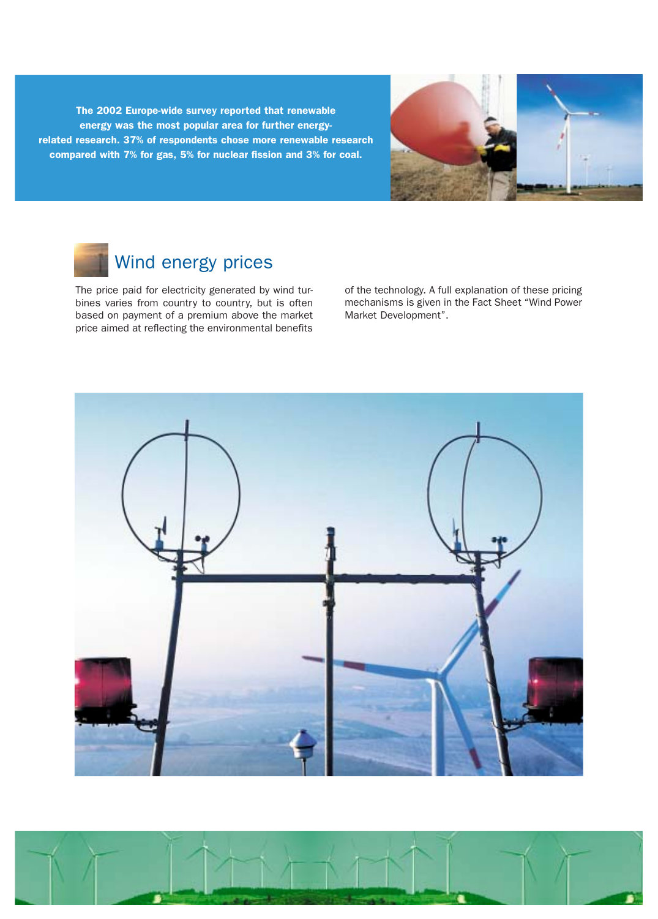**The 2002 Europe-wide survey reported that renewable energy was the most popular area for further energy-related research. 37% of respondents chose more renewable research compared with 7% for gas, 5% for nuclear fission and 3% for coal.**

## Wind energy prices

The price paid for electricity generated by wind turbines varies from country to country, but is often based on payment of a premium above the market price aimed at reflecting the environmental benefits of the technology. A full explanation of these pricing mechanisms is given in the Fact Sheet "Wind Power Market Development".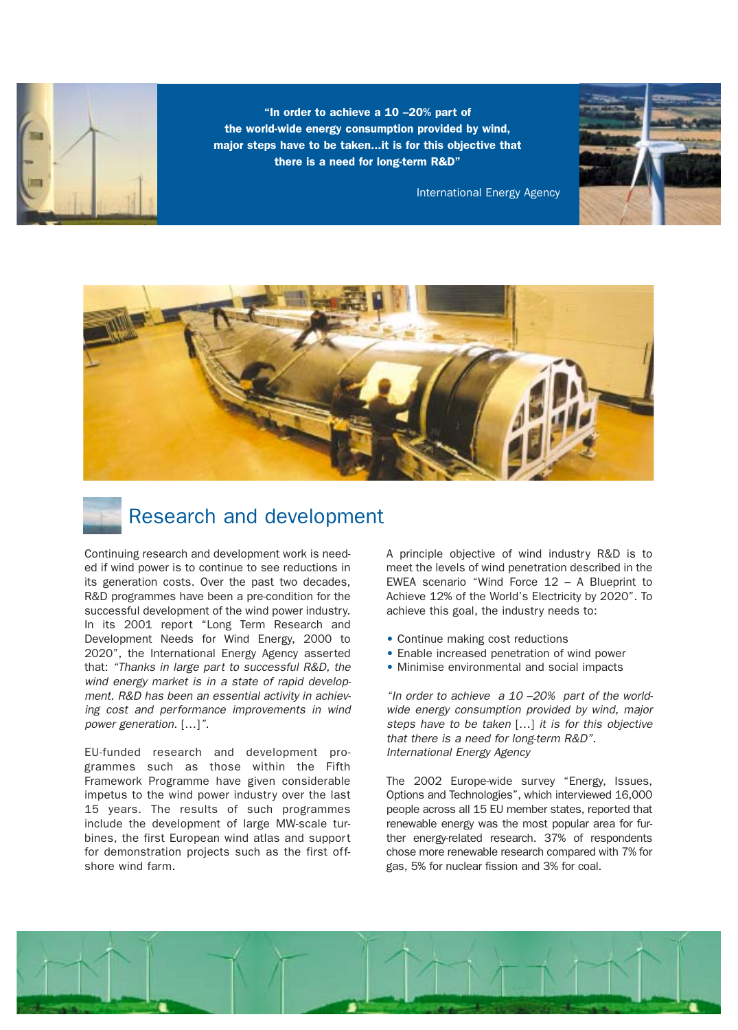> **"In order to achieve a 10 –20% part of the world-wide energy consumption provided by wind, major steps have to be taken...it is for this objective that there is a need for long-term R&D"**
>
> International Energy Agency

# Research and development

Continuing research and development work is needed if wind power is to continue to see reductions in its generation costs. Over the past two decades, R&D programmes have been a pre-condition for the successful development of the wind power industry. In its 2001 report "Long Term Research and Development Needs for Wind Energy, 2000 to 2020", the International Energy Agency asserted that: *"Thanks in large part to successful R&D, the wind energy market is in a state of rapid development. R&D has been an essential activity in achieving cost and performance improvements in wind power generation.* [...]*"*.

EU-funded research and development programmes such as those within the Fifth Framework Programme have given considerable impetus to the wind power industry over the last 15 years. The results of such programmes include the development of large MW-scale turbines, the first European wind atlas and support for demonstration projects such as the first offshore wind farm.

A principle objective of wind industry R&D is to meet the levels of wind penetration described in the EWEA scenario "Wind Force 12 – A Blueprint to Achieve 12% of the World's Electricity by 2020". To achieve this goal, the industry needs to:

- Continue making cost reductions
- Enable increased penetration of wind power
- Minimise environmental and social impacts

*"In order to achieve a 10 –20% part of the world-wide energy consumption provided by wind, major steps have to be taken* [...] *it is for this objective that there is a need for long-term R&D". International Energy Agency*

The 2002 Europe-wide survey "Energy, Issues, Options and Technologies", which interviewed 16,000 people across all 15 EU member states, reported that renewable energy was the most popular area for further energy-related research. 37% of respondents chose more renewable research compared with 7% for gas, 5% for nuclear fission and 3% for coal.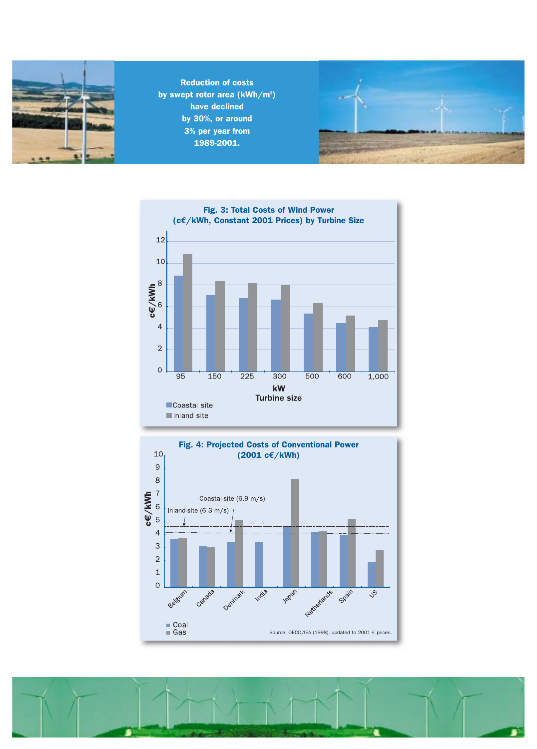Reduction of costs by swept rotor area (kWh/m²) have declined by 30%, or around 3% per year from 1989-2001.

**Fig. 3: Total Costs of Wind Power (c€/kWh, Constant 2001 Prices) by Turbine Size**

| Turbine size (kW) | Coastal site | Inland site |
|---|---|---|
| 95 | 8.8 | 10.8 |
| 150 | 7.0 | 8.3 |
| 225 | 6.7 | 8.1 |
| 300 | 6.6 | 7.9 |
| 500 | 5.3 | 6.2 |
| 600 | 4.4 | 5.1 |
| 1,000 | 4.0 | 4.7 |

**Fig. 4: Projected Costs of Conventional Power (2001 c€/kWh)**

| Country | Coal | Gas |
|---|---|---|
| Belgium | 3.6 | 3.7 |
| Canada | 3.1 | 3.0 |
| Denmark | 3.4 | 5.1 |
| India | 3.4 | |
| Japan | 4.6 | 8.2 |
| Netherlands | 4.1 | 4.2 |
| Spain | 3.9 | 5.2 |
| US | 1.9 | 2.8 |

Reference lines: Coastal-site (6.9 m/s); Inland-site (6.3 m/s)

Source: OECD/IEA (1998), updated to 2001 € prices.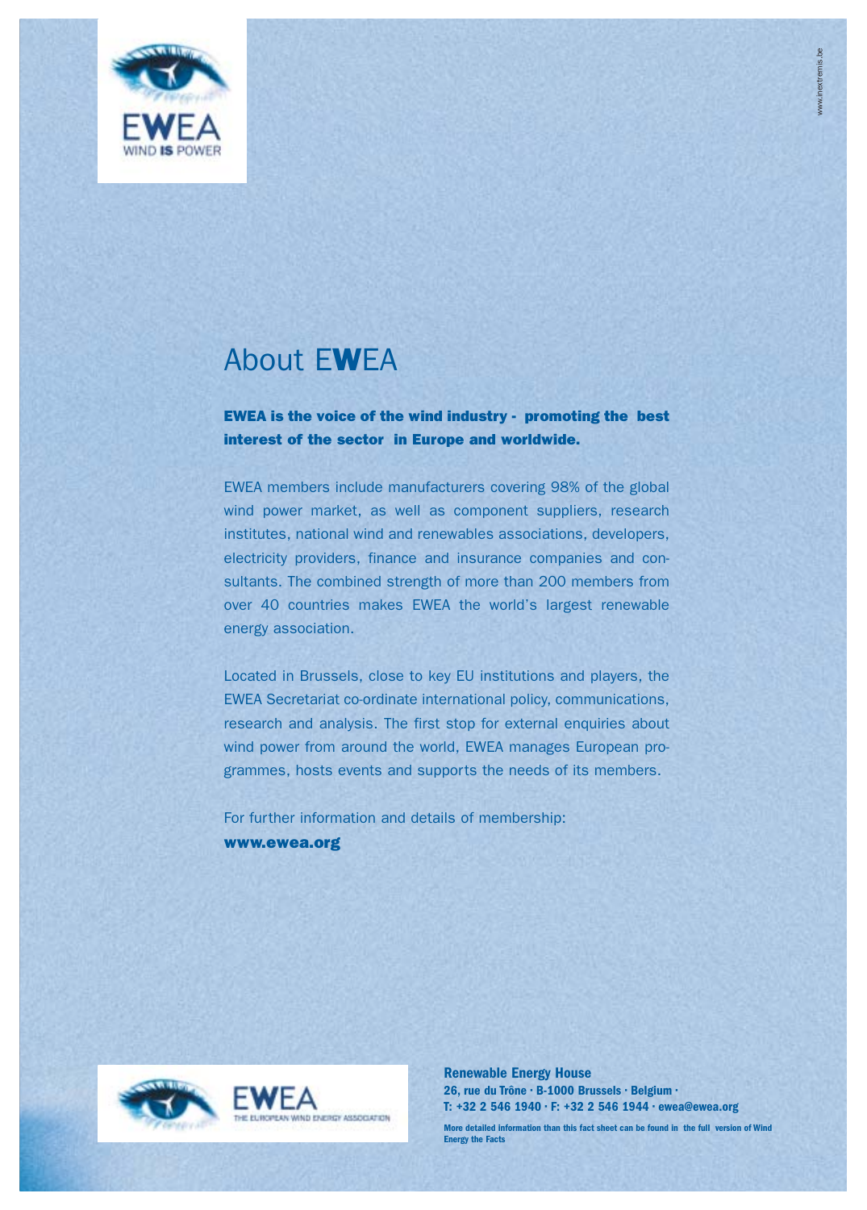# About EWEA

**EWEA is the voice of the wind industry - promoting the best interest of the sector in Europe and worldwide.**

EWEA members include manufacturers covering 98% of the global wind power market, as well as component suppliers, research institutes, national wind and renewables associations, developers, electricity providers, finance and insurance companies and consultants. The combined strength of more than 200 members from over 40 countries makes EWEA the world's largest renewable energy association.

Located in Brussels, close to key EU institutions and players, the EWEA Secretariat co-ordinate international policy, communications, research and analysis. The first stop for external enquiries about wind power from around the world, EWEA manages European programmes, hosts events and supports the needs of its members.

For further information and details of membership:
**www.ewea.org**

**Renewable Energy House**
**26, rue du Trône · B-1000 Brussels · Belgium ·**
**T: +32 2 546 1940 · F: +32 2 546 1944 · ewea@ewea.org**

**More detailed information than this fact sheet can be found in the full version of Wind Energy the Facts**